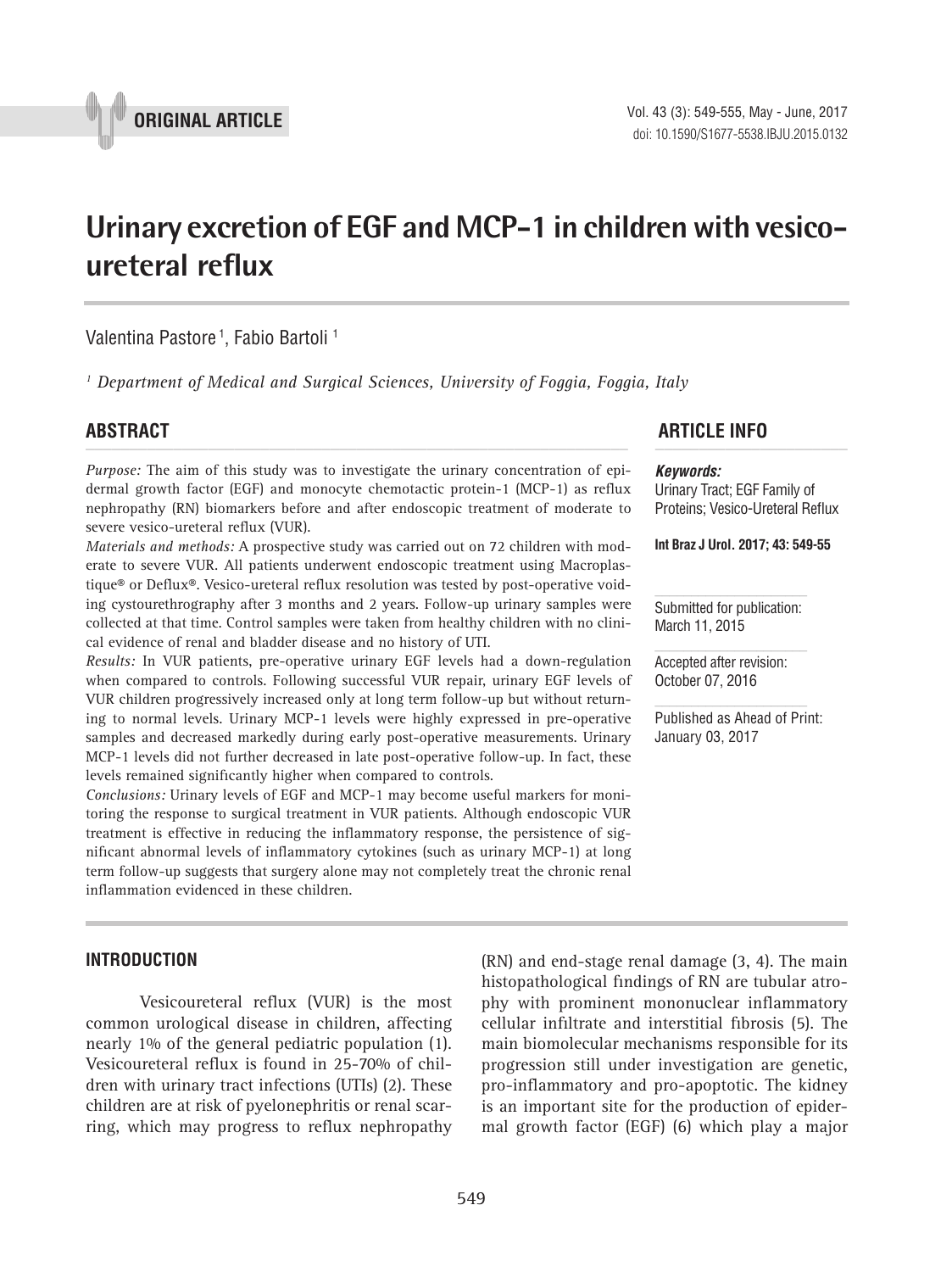ORIGINAL ARTICLE

# Urinary excretion of EGF and MCP-1 in children with vesico-ureteral reflux

Valentina Pastore [1], Fabio Bartoli [1]

[1] *Department of Medical and Surgical Sciences, University of Foggia, Foggia, Italy*

## ABSTRACT

*Purpose:* The aim of this study was to investigate the urinary concentration of epidermal growth factor (EGF) and monocyte chemotactic protein-1 (MCP-1) as reflux nephropathy (RN) biomarkers before and after endoscopic treatment of moderate to severe vesico-ureteral reflux (VUR).

*Materials and methods:* A prospective study was carried out on 72 children with moderate to severe VUR. All patients underwent endoscopic treatment using Macroplastique® or Deflux®. Vesico-ureteral reflux resolution was tested by post-operative voiding cystourethrography after 3 months and 2 years. Follow-up urinary samples were collected at that time. Control samples were taken from healthy children with no clinical evidence of renal and bladder disease and no history of UTI.

*Results:* In VUR patients, pre-operative urinary EGF levels had a down-regulation when compared to controls. Following successful VUR repair, urinary EGF levels of VUR children progressively increased only at long term follow-up but without returning to normal levels. Urinary MCP-1 levels were highly expressed in pre-operative samples and decreased markedly during early post-operative measurements. Urinary MCP-1 levels did not further decreased in late post-operative follow-up. In fact, these levels remained significantly higher when compared to controls.

*Conclusions:* Urinary levels of EGF and MCP-1 may become useful markers for monitoring the response to surgical treatment in VUR patients. Although endoscopic VUR treatment is effective in reducing the inflammatory response, the persistence of significant abnormal levels of inflammatory cytokines (such as urinary MCP-1) at long term follow-up suggests that surgery alone may not completely treat the chronic renal inflammation evidenced in these children.

## ARTICLE INFO

***Keywords:***
Urinary Tract; EGF Family of Proteins; Vesico-Ureteral Reflux

**Int Braz J Urol. 2017; 43: 549-55**

Submitted for publication:
March 11, 2015

Accepted after revision:
October 07, 2016

Published as Ahead of Print:
January 03, 2017

## INTRODUCTION

Vesicoureteral reflux (VUR) is the most common urological disease in children, affecting nearly 1% of the general pediatric population (1). Vesicoureteral reflux is found in 25-70% of children with urinary tract infections (UTIs) (2). These children are at risk of pyelonephritis or renal scarring, which may progress to reflux nephropathy (RN) and end-stage renal damage (3, 4). The main histopathological findings of RN are tubular atrophy with prominent mononuclear inflammatory cellular infiltrate and interstitial fibrosis (5). The main biomolecular mechanisms responsible for its progression still under investigation are genetic, pro-inflammatory and pro-apoptotic. The kidney is an important site for the production of epidermal growth factor (EGF) (6) which play a major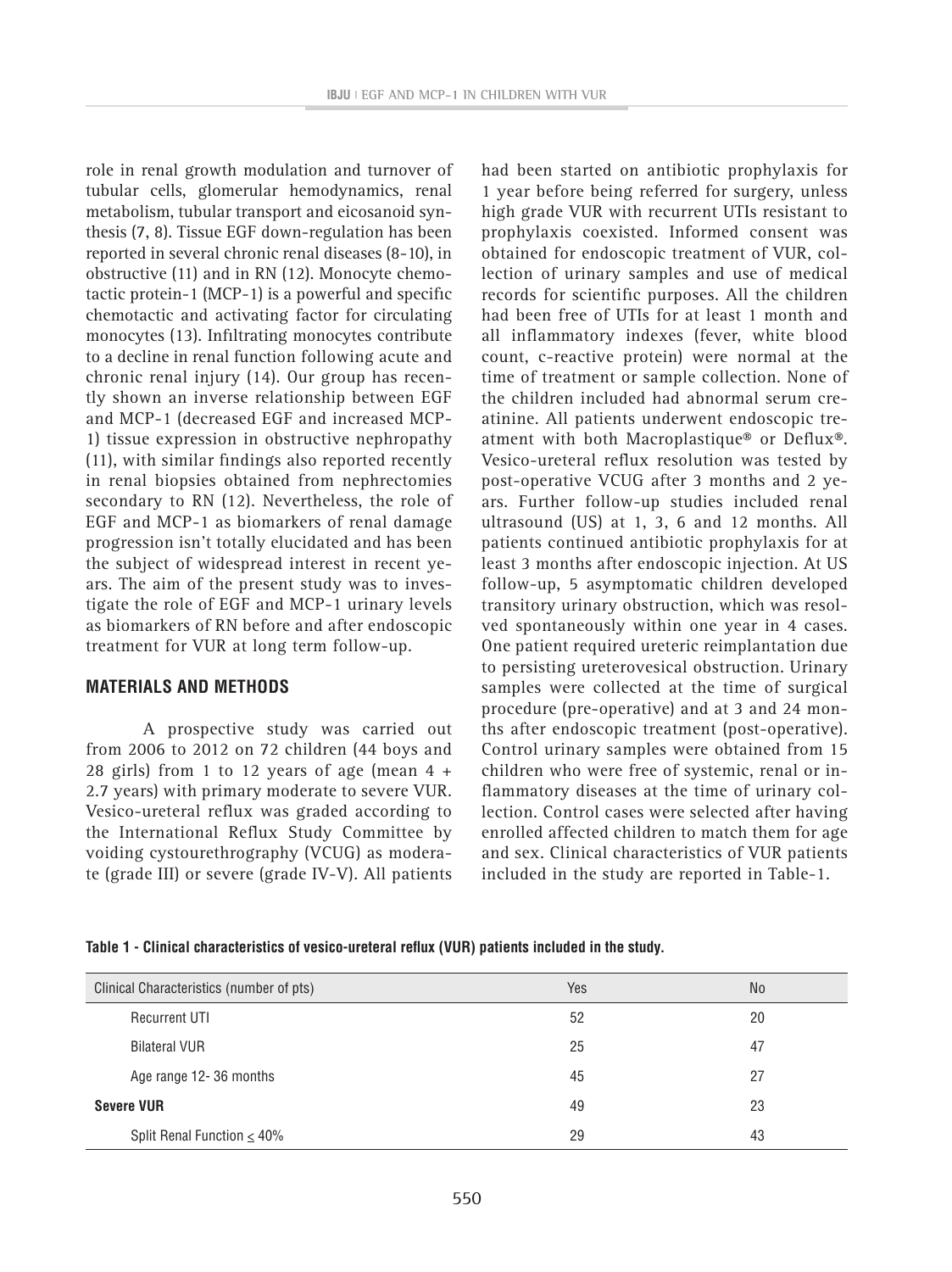role in renal growth modulation and turnover of tubular cells, glomerular hemodynamics, renal metabolism, tubular transport and eicosanoid synthesis (7, 8). Tissue EGF down-regulation has been reported in several chronic renal diseases (8-10), in obstructive (11) and in RN (12). Monocyte chemotactic protein-1 (MCP-1) is a powerful and specific chemotactic and activating factor for circulating monocytes (13). Infiltrating monocytes contribute to a decline in renal function following acute and chronic renal injury (14). Our group has recently shown an inverse relationship between EGF and MCP-1 (decreased EGF and increased MCP-1) tissue expression in obstructive nephropathy (11), with similar findings also reported recently in renal biopsies obtained from nephrectomies secondary to RN (12). Nevertheless, the role of EGF and MCP-1 as biomarkers of renal damage progression isn't totally elucidated and has been the subject of widespread interest in recent years. The aim of the present study was to investigate the role of EGF and MCP-1 urinary levels as biomarkers of RN before and after endoscopic treatment for VUR at long term follow-up.

## MATERIALS AND METHODS

A prospective study was carried out from 2006 to 2012 on 72 children (44 boys and 28 girls) from 1 to 12 years of age (mean 4 + 2.7 years) with primary moderate to severe VUR. Vesico-ureteral reflux was graded according to the International Reflux Study Committee by voiding cystourethrography (VCUG) as moderate (grade III) or severe (grade IV-V). All patients had been started on antibiotic prophylaxis for 1 year before being referred for surgery, unless high grade VUR with recurrent UTIs resistant to prophylaxis coexisted. Informed consent was obtained for endoscopic treatment of VUR, collection of urinary samples and use of medical records for scientific purposes. All the children had been free of UTIs for at least 1 month and all inflammatory indexes (fever, white blood count, c-reactive protein) were normal at the time of treatment or sample collection. None of the children included had abnormal serum creatinine. All patients underwent endoscopic treatment with both Macroplastique® or Deflux®. Vesico-ureteral reflux resolution was tested by post-operative VCUG after 3 months and 2 years. Further follow-up studies included renal ultrasound (US) at 1, 3, 6 and 12 months. All patients continued antibiotic prophylaxis for at least 3 months after endoscopic injection. At US follow-up, 5 asymptomatic children developed transitory urinary obstruction, which was resolved spontaneously within one year in 4 cases. One patient required ureteric reimplantation due to persisting ureterovesical obstruction. Urinary samples were collected at the time of surgical procedure (pre-operative) and at 3 and 24 months after endoscopic treatment (post-operative). Control urinary samples were obtained from 15 children who were free of systemic, renal or inflammatory diseases at the time of urinary collection. Control cases were selected after having enrolled affected children to match them for age and sex. Clinical characteristics of VUR patients included in the study are reported in Table-1.

**Table 1 - Clinical characteristics of vesico-ureteral reflux (VUR) patients included in the study.**

| Clinical Characteristics (number of pts) | Yes | No |
|---|---|---|
| Recurrent UTI | 52 | 20 |
| Bilateral VUR | 25 | 47 |
| Age range 12- 36 months | 45 | 27 |
| **Severe VUR** | 49 | 23 |
| Split Renal Function ≤ 40% | 29 | 43 |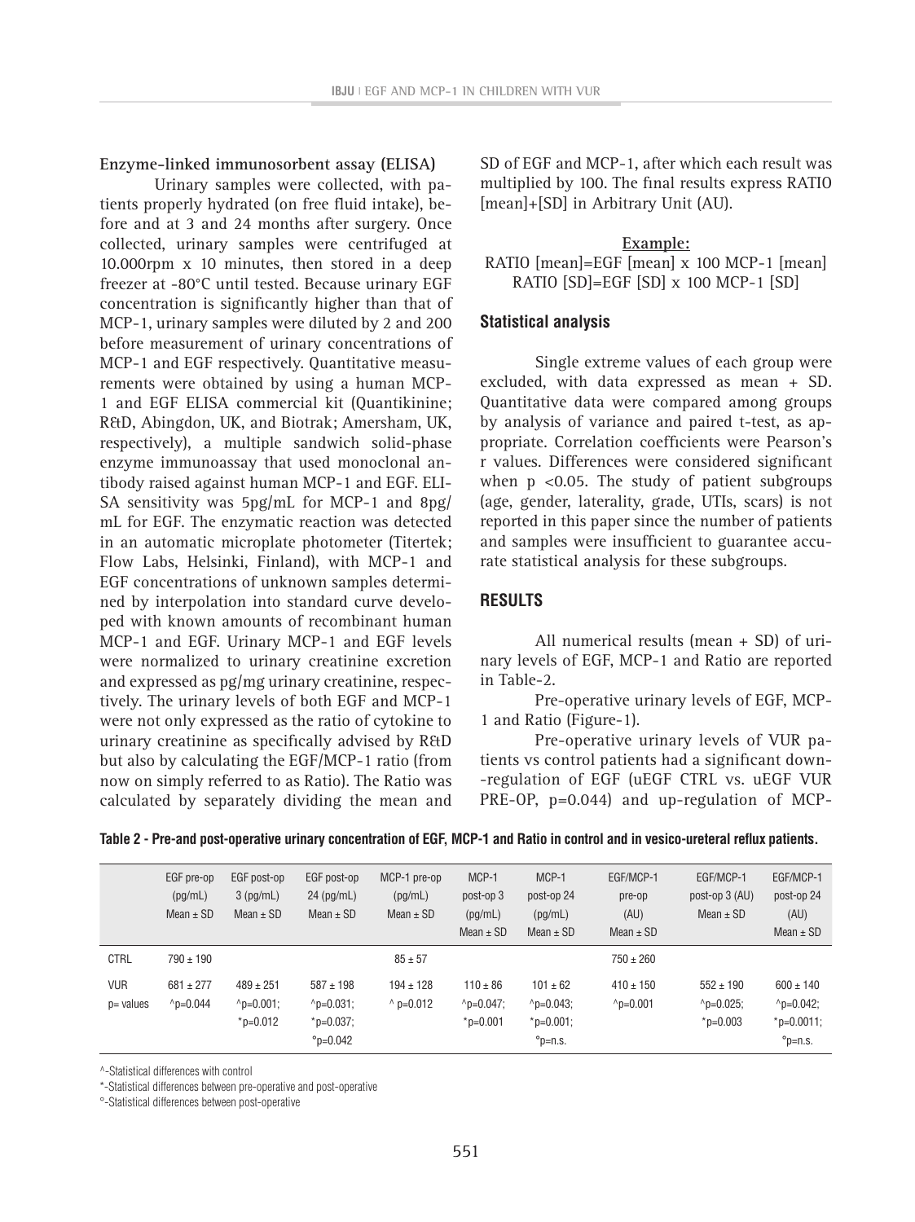**Enzyme-linked immunosorbent assay (ELISA)**

Urinary samples were collected, with patients properly hydrated (on free fluid intake), before and at 3 and 24 months after surgery. Once collected, urinary samples were centrifuged at 10.000rpm x 10 minutes, then stored in a deep freezer at -80°C until tested. Because urinary EGF concentration is significantly higher than that of MCP-1, urinary samples were diluted by 2 and 200 before measurement of urinary concentrations of MCP-1 and EGF respectively. Quantitative measurements were obtained by using a human MCP-1 and EGF ELISA commercial kit (Quantikinine; R&D, Abingdon, UK, and Biotrak; Amersham, UK, respectively), a multiple sandwich solid-phase enzyme immunoassay that used monoclonal antibody raised against human MCP-1 and EGF. ELISA sensitivity was 5pg/mL for MCP-1 and 8pg/mL for EGF. The enzymatic reaction was detected in an automatic microplate photometer (Titertek; Flow Labs, Helsinki, Finland), with MCP-1 and EGF concentrations of unknown samples determined by interpolation into standard curve developed with known amounts of recombinant human MCP-1 and EGF. Urinary MCP-1 and EGF levels were normalized to urinary creatinine excretion and expressed as pg/mg urinary creatinine, respectively. The urinary levels of both EGF and MCP-1 were not only expressed as the ratio of cytokine to urinary creatinine as specifically advised by R&D but also by calculating the EGF/MCP-1 ratio (from now on simply referred to as Ratio). The Ratio was calculated by separately dividing the mean and SD of EGF and MCP-1, after which each result was multiplied by 100. The final results express RATIO [mean]+[SD] in Arbitrary Unit (AU).

**Example:**

RATIO [mean]=EGF [mean] x 100 MCP-1 [mean]
RATIO [SD]=EGF [SD] x 100 MCP-1 [SD]

## Statistical analysis

Single extreme values of each group were excluded, with data expressed as mean + SD. Quantitative data were compared among groups by analysis of variance and paired t-test, as appropriate. Correlation coefficients were Pearson's r values. Differences were considered significant when $p < 0.05$. The study of patient subgroups (age, gender, laterality, grade, UTIs, scars) is not reported in this paper since the number of patients and samples were insufficient to guarantee accurate statistical analysis for these subgroups.

## RESULTS

All numerical results (mean + SD) of urinary levels of EGF, MCP-1 and Ratio are reported in Table-2.

Pre-operative urinary levels of EGF, MCP-1 and Ratio (Figure-1).

Pre-operative urinary levels of VUR patients vs control patients had a significant down-regulation of EGF (uEGF CTRL vs. uEGF VUR PRE-OP, p=0.044) and up-regulation of MCP-

**Table 2 - Pre-and post-operative urinary concentration of EGF, MCP-1 and Ratio in control and in vesico-ureteral reflux patients.**

| | EGF pre-op (pg/mL) Mean ± SD | EGF post-op 3 (pg/mL) Mean ± SD | EGF post-op 24 (pg/mL) Mean ± SD | MCP-1 pre-op (pg/mL) Mean ± SD | MCP-1 post-op 3 (pg/mL) Mean ± SD | MCP-1 post-op 24 (pg/mL) Mean ± SD | EGF/MCP-1 pre-op (AU) Mean ± SD | EGF/MCP-1 post-op 3 (AU) Mean ± SD | EGF/MCP-1 post-op 24 (AU) Mean ± SD |
|---|---|---|---|---|---|---|---|---|---|
| CTRL | 790 ± 190 | | | 85 ± 57 | | | 750 ± 260 | | |
| VUR p= values | 681 ± 277 ^p=0.044 | 489 ± 251 ^p=0.001; *p=0.012 | 587 ± 198 ^p=0.031; *p=0.037; °p=0.042 | 194 ± 128 ^ p=0.012 | 110 ± 86 ^p=0.047; *p=0.001 | 101 ± 62 ^p=0.043; *p=0.001; °p=n.s. | 410 ± 150 ^p=0.001 | 552 ± 190 ^p=0.025; *p=0.003 | 600 ± 140 ^p=0.042; *p=0.0011; °p=n.s. |

^-Statistical differences with control

*-Statistical differences between pre-operative and post-operative

°-Statistical differences between post-operative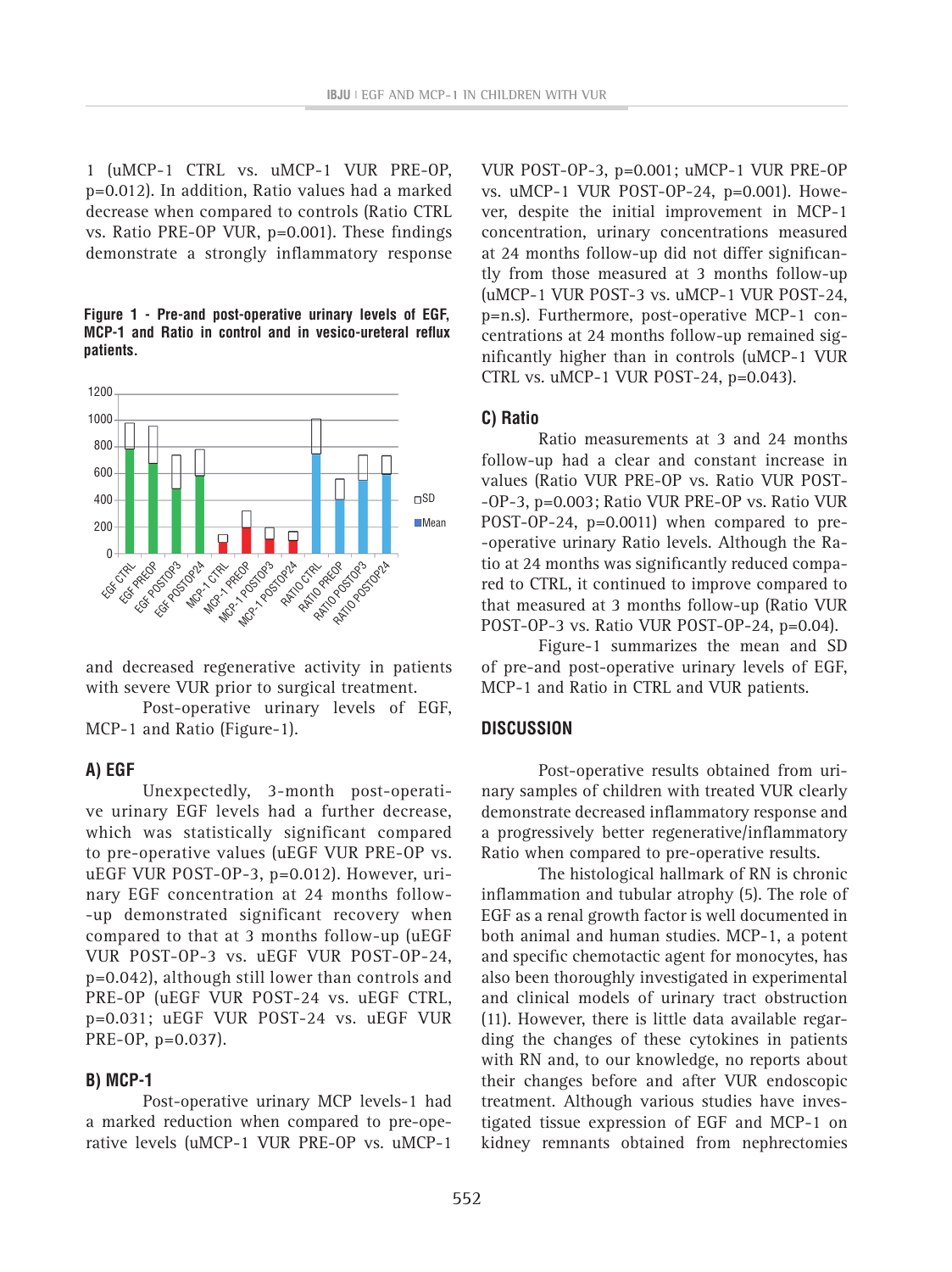1 (uMCP-1 CTRL vs. uMCP-1 VUR PRE-OP, p=0.012). In addition, Ratio values had a marked decrease when compared to controls (Ratio CTRL vs. Ratio PRE-OP VUR, p=0.001). These findings demonstrate a strongly inflammatory response and decreased regenerative activity in patients with severe VUR prior to surgical treatment.

**Figure 1 - Pre-and post-operative urinary levels of EGF, MCP-1 and Ratio in control and in vesico-ureteral reflux patients.**

Post-operative urinary levels of EGF, MCP-1 and Ratio (Figure-1).

### A) EGF

Unexpectedly, 3-month post-operative urinary EGF levels had a further decrease, which was statistically significant compared to pre-operative values (uEGF VUR PRE-OP vs. uEGF VUR POST-OP-3, p=0.012). However, urinary EGF concentration at 24 months follow-up demonstrated significant recovery when compared to that at 3 months follow-up (uEGF VUR POST-OP-3 vs. uEGF VUR POST-OP-24, p=0.042), although still lower than controls and PRE-OP (uEGF VUR POST-24 vs. uEGF CTRL, p=0.031; uEGF VUR POST-24 vs. uEGF VUR PRE-OP, p=0.037).

### B) MCP-1

Post-operative urinary MCP levels-1 had a marked reduction when compared to pre-operative levels (uMCP-1 VUR PRE-OP vs. uMCP-1 VUR POST-OP-3, p=0.001; uMCP-1 VUR PRE-OP vs. uMCP-1 VUR POST-OP-24, p=0.001). However, despite the initial improvement in MCP-1 concentration, urinary concentrations measured at 24 months follow-up did not differ significantly from those measured at 3 months follow-up (uMCP-1 VUR POST-3 vs. uMCP-1 VUR POST-24, p=n.s). Furthermore, post-operative MCP-1 concentrations at 24 months follow-up remained significantly higher than in controls (uMCP-1 VUR CTRL vs. uMCP-1 VUR POST-24, p=0.043).

### C) Ratio

Ratio measurements at 3 and 24 months follow-up had a clear and constant increase in values (Ratio VUR PRE-OP vs. Ratio VUR POST-OP-3, p=0.003; Ratio VUR PRE-OP vs. Ratio VUR POST-OP-24, p=0.0011) when compared to pre-operative urinary Ratio levels. Although the Ratio at 24 months was significantly reduced compared to CTRL, it continued to improve compared to that measured at 3 months follow-up (Ratio VUR POST-OP-3 vs. Ratio VUR POST-OP-24, p=0.04).

Figure-1 summarizes the mean and SD of pre-and post-operative urinary levels of EGF, MCP-1 and Ratio in CTRL and VUR patients.

## DISCUSSION

Post-operative results obtained from urinary samples of children with treated VUR clearly demonstrate decreased inflammatory response and a progressively better regenerative/inflammatory Ratio when compared to pre-operative results.

The histological hallmark of RN is chronic inflammation and tubular atrophy (5). The role of EGF as a renal growth factor is well documented in both animal and human studies. MCP-1, a potent and specific chemotactic agent for monocytes, has also been thoroughly investigated in experimental and clinical models of urinary tract obstruction (11). However, there is little data available regarding the changes of these cytokines in patients with RN and, to our knowledge, no reports about their changes before and after VUR endoscopic treatment. Although various studies have investigated tissue expression of EGF and MCP-1 on kidney remnants obtained from nephrectomies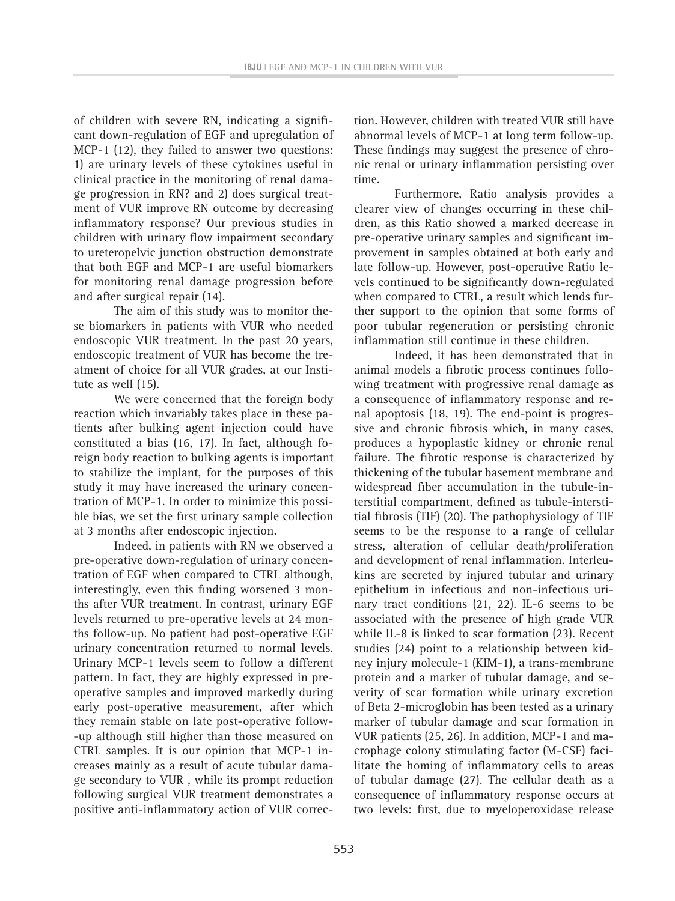of children with severe RN, indicating a significant down-regulation of EGF and upregulation of MCP-1 (12), they failed to answer two questions: 1) are urinary levels of these cytokines useful in clinical practice in the monitoring of renal damage progression in RN? and 2) does surgical treatment of VUR improve RN outcome by decreasing inflammatory response? Our previous studies in children with urinary flow impairment secondary to ureteropelvic junction obstruction demonstrate that both EGF and MCP-1 are useful biomarkers for monitoring renal damage progression before and after surgical repair (14).

The aim of this study was to monitor these biomarkers in patients with VUR who needed endoscopic VUR treatment. In the past 20 years, endoscopic treatment of VUR has become the treatment of choice for all VUR grades, at our Institute as well (15).

We were concerned that the foreign body reaction which invariably takes place in these patients after bulking agent injection could have constituted a bias (16, 17). In fact, although foreign body reaction to bulking agents is important to stabilize the implant, for the purposes of this study it may have increased the urinary concentration of MCP-1. In order to minimize this possible bias, we set the first urinary sample collection at 3 months after endoscopic injection.

Indeed, in patients with RN we observed a pre-operative down-regulation of urinary concentration of EGF when compared to CTRL although, interestingly, even this finding worsened 3 months after VUR treatment. In contrast, urinary EGF levels returned to pre-operative levels at 24 months follow-up. No patient had post-operative EGF urinary concentration returned to normal levels. Urinary MCP-1 levels seem to follow a different pattern. In fact, they are highly expressed in pre-operative samples and improved markedly during early post-operative measurement, after which they remain stable on late post-operative follow-up although still higher than those measured on CTRL samples. It is our opinion that MCP-1 increases mainly as a result of acute tubular damage secondary to VUR , while its prompt reduction following surgical VUR treatment demonstrates a positive anti-inflammatory action of VUR correction. However, children with treated VUR still have abnormal levels of MCP-1 at long term follow-up. These findings may suggest the presence of chronic renal or urinary inflammation persisting over time.

Furthermore, Ratio analysis provides a clearer view of changes occurring in these children, as this Ratio showed a marked decrease in pre-operative urinary samples and significant improvement in samples obtained at both early and late follow-up. However, post-operative Ratio levels continued to be significantly down-regulated when compared to CTRL, a result which lends further support to the opinion that some forms of poor tubular regeneration or persisting chronic inflammation still continue in these children.

Indeed, it has been demonstrated that in animal models a fibrotic process continues following treatment with progressive renal damage as a consequence of inflammatory response and renal apoptosis (18, 19). The end-point is progressive and chronic fibrosis which, in many cases, produces a hypoplastic kidney or chronic renal failure. The fibrotic response is characterized by thickening of the tubular basement membrane and widespread fiber accumulation in the tubule-interstitial compartment, defined as tubule-interstitial fibrosis (TIF) (20). The pathophysiology of TIF seems to be the response to a range of cellular stress, alteration of cellular death/proliferation and development of renal inflammation. Interleukins are secreted by injured tubular and urinary epithelium in infectious and non-infectious urinary tract conditions (21, 22). IL-6 seems to be associated with the presence of high grade VUR while IL-8 is linked to scar formation (23). Recent studies (24) point to a relationship between kidney injury molecule-1 (KIM-1), a trans-membrane protein and a marker of tubular damage, and severity of scar formation while urinary excretion of Beta 2-microglobin has been tested as a urinary marker of tubular damage and scar formation in VUR patients (25, 26). In addition, MCP-1 and macrophage colony stimulating factor (M-CSF) facilitate the homing of inflammatory cells to areas of tubular damage (27). The cellular death as a consequence of inflammatory response occurs at two levels: first, due to myeloperoxidase release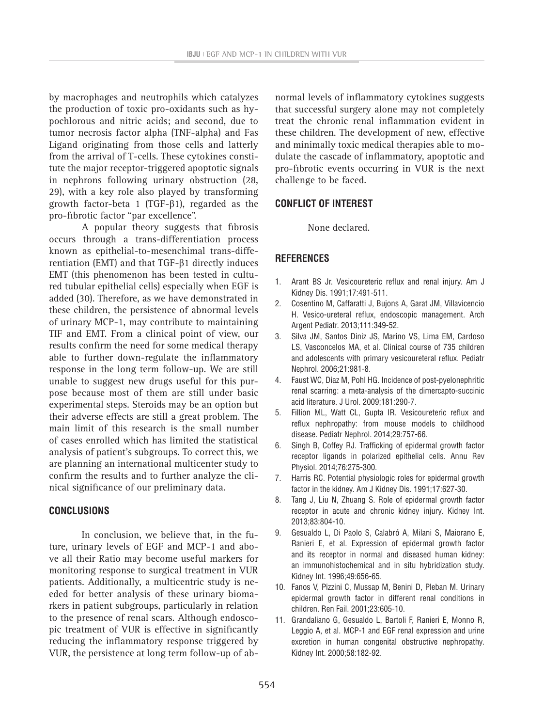by macrophages and neutrophils which catalyzes the production of toxic pro-oxidants such as hypochlorous and nitric acids; and second, due to tumor necrosis factor alpha (TNF-alpha) and Fas Ligand originating from those cells and latterly from the arrival of T-cells. These cytokines constitute the major receptor-triggered apoptotic signals in nephrons following urinary obstruction (28, 29), with a key role also played by transforming growth factor-beta 1 (TGF-β1), regarded as the pro-fibrotic factor "par excellence".

A popular theory suggests that fibrosis occurs through a trans-differentiation process known as epithelial-to-mesenchimal trans-differentiation (EMT) and that TGF-β1 directly induces EMT (this phenomenon has been tested in cultured tubular epithelial cells) especially when EGF is added (30). Therefore, as we have demonstrated in these children, the persistence of abnormal levels of urinary MCP-1, may contribute to maintaining TIF and EMT. From a clinical point of view, our results confirm the need for some medical therapy able to further down-regulate the inflammatory response in the long term follow-up. We are still unable to suggest new drugs useful for this purpose because most of them are still under basic experimental steps. Steroids may be an option but their adverse effects are still a great problem. The main limit of this research is the small number of cases enrolled which has limited the statistical analysis of patient's subgroups. To correct this, we are planning an international multicenter study to confirm the results and to further analyze the clinical significance of our preliminary data.

## CONCLUSIONS

In conclusion, we believe that, in the future, urinary levels of EGF and MCP-1 and above all their Ratio may become useful markers for monitoring response to surgical treatment in VUR patients. Additionally, a multicentric study is needed for better analysis of these urinary biomarkers in patient subgroups, particularly in relation to the presence of renal scars. Although endoscopic treatment of VUR is effective in significantly reducing the inflammatory response triggered by VUR, the persistence at long term follow-up of abnormal levels of inflammatory cytokines suggests that successful surgery alone may not completely treat the chronic renal inflammation evident in these children. The development of new, effective and minimally toxic medical therapies able to modulate the cascade of inflammatory, apoptotic and pro-fibrotic events occurring in VUR is the next challenge to be faced.

## CONFLICT OF INTEREST

None declared.

## REFERENCES

1. Arant BS Jr. Vesicoureteric reflux and renal injury. Am J Kidney Dis. 1991;17:491-511.
2. Cosentino M, Caffaratti J, Bujons A, Garat JM, Villavicencio H. Vesico-ureteral reflux, endoscopic management. Arch Argent Pediatr. 2013;111:349-52.
3. Silva JM, Santos Diniz JS, Marino VS, Lima EM, Cardoso LS, Vasconcelos MA, et al. Clinical course of 735 children and adolescents with primary vesicoureteral reflux. Pediatr Nephrol. 2006;21:981-8.
4. Faust WC, Diaz M, Pohl HG. Incidence of post-pyelonephritic renal scarring: a meta-analysis of the dimercapto-succinic acid literature. J Urol. 2009;181:290-7.
5. Fillion ML, Watt CL, Gupta IR. Vesicoureteric reflux and reflux nephropathy: from mouse models to childhood disease. Pediatr Nephrol. 2014;29:757-66.
6. Singh B, Coffey RJ. Trafficking of epidermal growth factor receptor ligands in polarized epithelial cells. Annu Rev Physiol. 2014;76:275-300.
7. Harris RC. Potential physiologic roles for epidermal growth factor in the kidney. Am J Kidney Dis. 1991;17:627-30.
8. Tang J, Liu N, Zhuang S. Role of epidermal growth factor receptor in acute and chronic kidney injury. Kidney Int. 2013;83:804-10.
9. Gesualdo L, Di Paolo S, Calabró A, Milani S, Maiorano E, Ranieri E, et al. Expression of epidermal growth factor and its receptor in normal and diseased human kidney: an immunohistochemical and in situ hybridization study. Kidney Int. 1996;49:656-65.
10. Fanos V, Pizzini C, Mussap M, Benini D, Pleban M. Urinary epidermal growth factor in different renal conditions in children. Ren Fail. 2001;23:605-10.
11. Grandaliano G, Gesualdo L, Bartoli F, Ranieri E, Monno R, Leggio A, et al. MCP-1 and EGF renal expression and urine excretion in human congenital obstructive nephropathy. Kidney Int. 2000;58:182-92.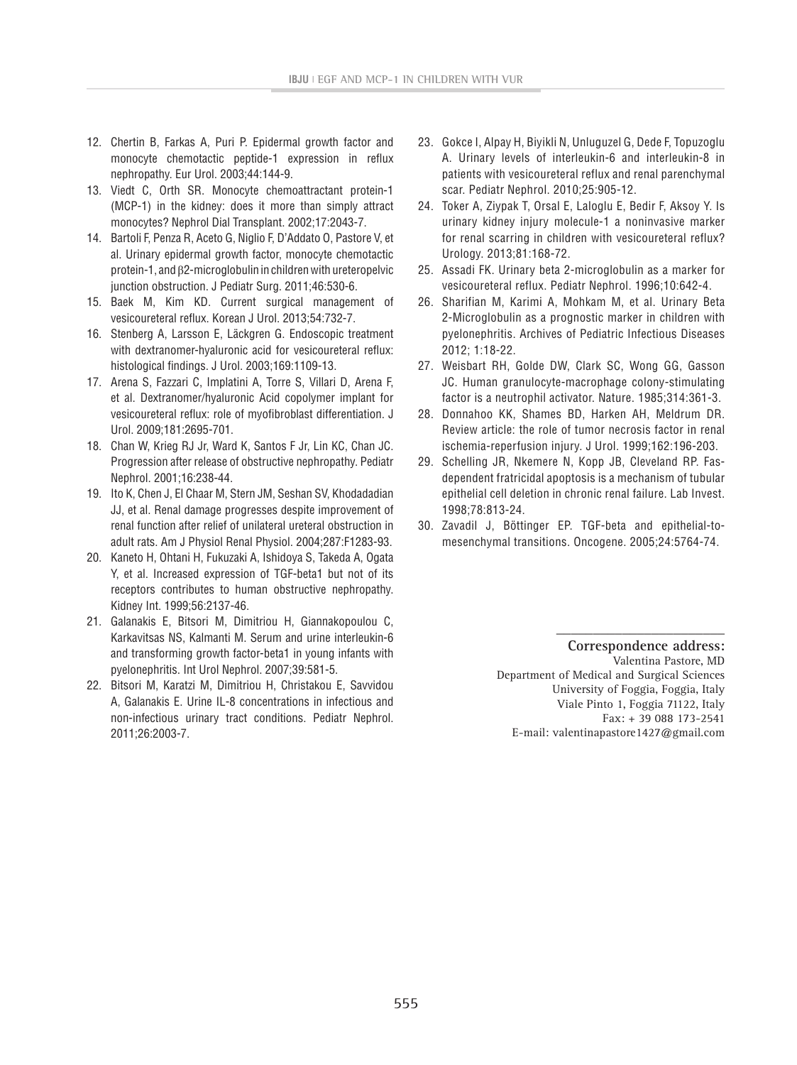12. Chertin B, Farkas A, Puri P. Epidermal growth factor and monocyte chemotactic peptide-1 expression in reflux nephropathy. Eur Urol. 2003;44:144-9.
13. Viedt C, Orth SR. Monocyte chemoattractant protein-1 (MCP-1) in the kidney: does it more than simply attract monocytes? Nephrol Dial Transplant. 2002;17:2043-7.
14. Bartoli F, Penza R, Aceto G, Niglio F, D'Addato O, Pastore V, et al. Urinary epidermal growth factor, monocyte chemotactic protein-1, and β2-microglobulin in children with ureteropelvic junction obstruction. J Pediatr Surg. 2011;46:530-6.
15. Baek M, Kim KD. Current surgical management of vesicoureteral reflux. Korean J Urol. 2013;54:732-7.
16. Stenberg A, Larsson E, Läckgren G. Endoscopic treatment with dextranomer-hyaluronic acid for vesicoureteral reflux: histological findings. J Urol. 2003;169:1109-13.
17. Arena S, Fazzari C, Implatini A, Torre S, Villari D, Arena F, et al. Dextranomer/hyaluronic Acid copolymer implant for vesicoureteral reflux: role of myofibroblast differentiation. J Urol. 2009;181:2695-701.
18. Chan W, Krieg RJ Jr, Ward K, Santos F Jr, Lin KC, Chan JC. Progression after release of obstructive nephropathy. Pediatr Nephrol. 2001;16:238-44.
19. Ito K, Chen J, El Chaar M, Stern JM, Seshan SV, Khodadadian JJ, et al. Renal damage progresses despite improvement of renal function after relief of unilateral ureteral obstruction in adult rats. Am J Physiol Renal Physiol. 2004;287:F1283-93.
20. Kaneto H, Ohtani H, Fukuzaki A, Ishidoya S, Takeda A, Ogata Y, et al. Increased expression of TGF-beta1 but not of its receptors contributes to human obstructive nephropathy. Kidney Int. 1999;56:2137-46.
21. Galanakis E, Bitsori M, Dimitriou H, Giannakopoulou C, Karkavitsas NS, Kalmanti M. Serum and urine interleukin-6 and transforming growth factor-beta1 in young infants with pyelonephritis. Int Urol Nephrol. 2007;39:581-5.
22. Bitsori M, Karatzi M, Dimitriou H, Christakou E, Savvidou A, Galanakis E. Urine IL-8 concentrations in infectious and non-infectious urinary tract conditions. Pediatr Nephrol. 2011;26:2003-7.
23. Gokce I, Alpay H, Biyikli N, Unluguzel G, Dede F, Topuzoglu A. Urinary levels of interleukin-6 and interleukin-8 in patients with vesicoureteral reflux and renal parenchymal scar. Pediatr Nephrol. 2010;25:905-12.
24. Toker A, Ziypak T, Orsal E, Laloglu E, Bedir F, Aksoy Y. Is urinary kidney injury molecule-1 a noninvasive marker for renal scarring in children with vesicoureteral reflux? Urology. 2013;81:168-72.
25. Assadi FK. Urinary beta 2-microglobulin as a marker for vesicoureteral reflux. Pediatr Nephrol. 1996;10:642-4.
26. Sharifian M, Karimi A, Mohkam M, et al. Urinary Beta 2-Microglobulin as a prognostic marker in children with pyelonephritis. Archives of Pediatric Infectious Diseases 2012; 1:18-22.
27. Weisbart RH, Golde DW, Clark SC, Wong GG, Gasson JC. Human granulocyte-macrophage colony-stimulating factor is a neutrophil activator. Nature. 1985;314:361-3.
28. Donnahoo KK, Shames BD, Harken AH, Meldrum DR. Review article: the role of tumor necrosis factor in renal ischemia-reperfusion injury. J Urol. 1999;162:196-203.
29. Schelling JR, Nkemere N, Kopp JB, Cleveland RP. Fas-dependent fratricidal apoptosis is a mechanism of tubular epithelial cell deletion in chronic renal failure. Lab Invest. 1998;78:813-24.
30. Zavadil J, Böttinger EP. TGF-beta and epithelial-to-mesenchymal transitions. Oncogene. 2005;24:5764-74.

**Correspondence address:**

Valentina Pastore, MD
Department of Medical and Surgical Sciences
University of Foggia, Foggia, Italy
Viale Pinto 1, Foggia 71122, Italy
Fax: + 39 088 173-2541
E-mail: valentinapastore1427@gmail.com